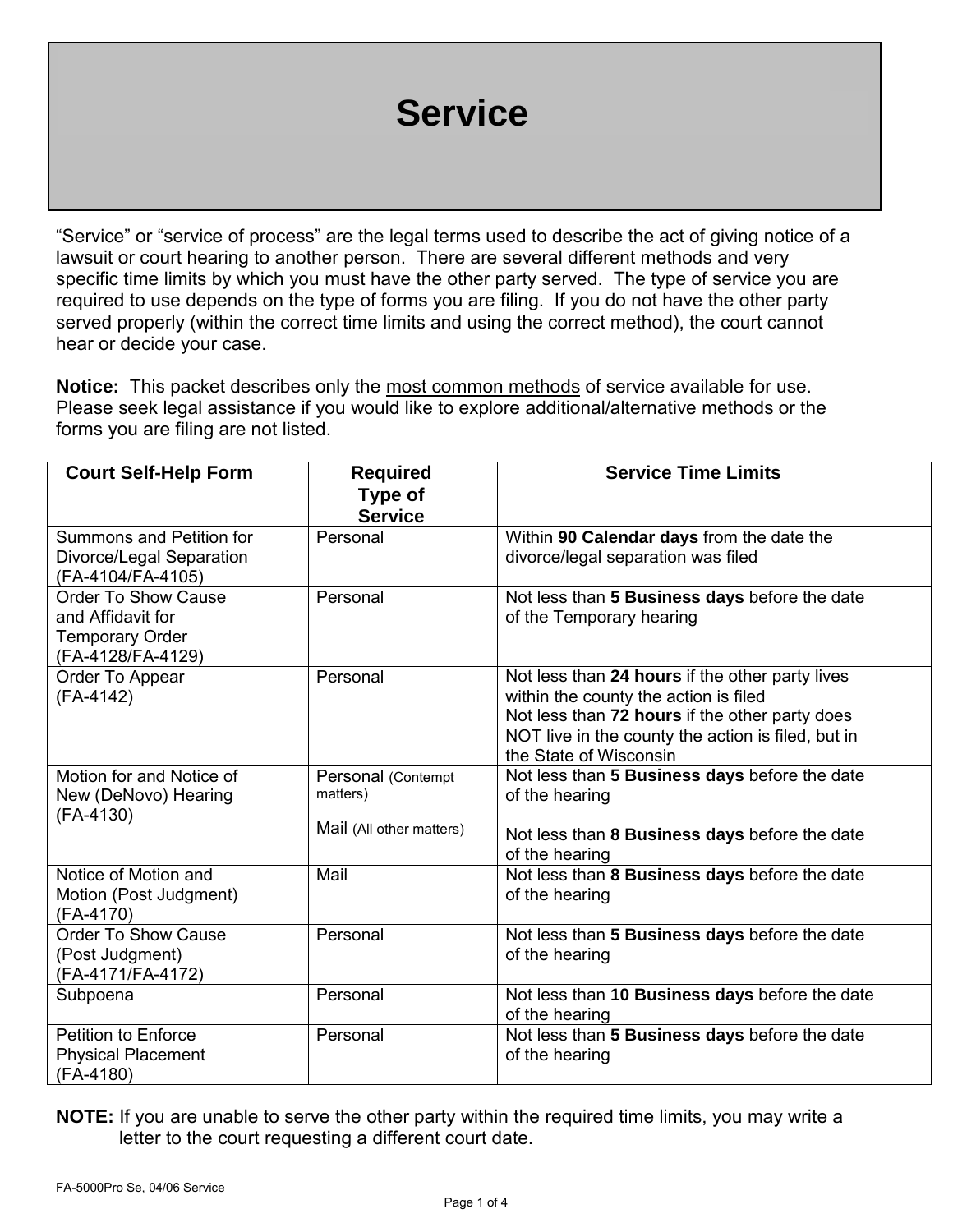# Service

"Service" or "service of process" are the legal terms used to describe the act of giving notice of a lawsuit or court hearing to another person. There are several different methods and very specific time limits by which you must have the other party served. The type of service you are required to use depends on the type of forms you are filing. If you do not have the other party served properly (within the correct time limits and using the correct method), the court cannot hear or decide your case.

**Notice:** This packet describes only the most common methods of service available for use. Please seek legal assistance if you would like to explore additional/alternative methods or the forms you are filing are not listed.

| Court Self-Help Form | Required Type of Service | Service Time Limits |
|---|---|---|
| Summons and Petition for Divorce/Legal Separation (FA-4104/FA-4105) | Personal | Within **90 Calendar days** from the date the divorce/legal separation was filed |
| Order To Show Cause and Affidavit for Temporary Order (FA-4128/FA-4129) | Personal | Not less than **5 Business days** before the date of the Temporary hearing |
| Order To Appear (FA-4142) | Personal | Not less than **24 hours** if the other party lives within the county the action is filed<br>Not less than **72 hours** if the other party does NOT live in the county the action is filed, but in the State of Wisconsin |
| Motion for and Notice of New (DeNovo) Hearing (FA-4130) | Personal (Contempt matters)<br><br>Mail (All other matters) | Not less than **5 Business days** before the date of the hearing<br><br>Not less than **8 Business days** before the date of the hearing |
| Notice of Motion and Motion (Post Judgment) (FA-4170) | Mail | Not less than **8 Business days** before the date of the hearing |
| Order To Show Cause (Post Judgment) (FA-4171/FA-4172) | Personal | Not less than **5 Business days** before the date of the hearing |
| Subpoena | Personal | Not less than **10 Business days** before the date of the hearing |
| Petition to Enforce Physical Placement (FA-4180) | Personal | Not less than **5 Business days** before the date of the hearing |

**NOTE:** If you are unable to serve the other party within the required time limits, you may write a letter to the court requesting a different court date.

FA-5000Pro Se, 04/06 Service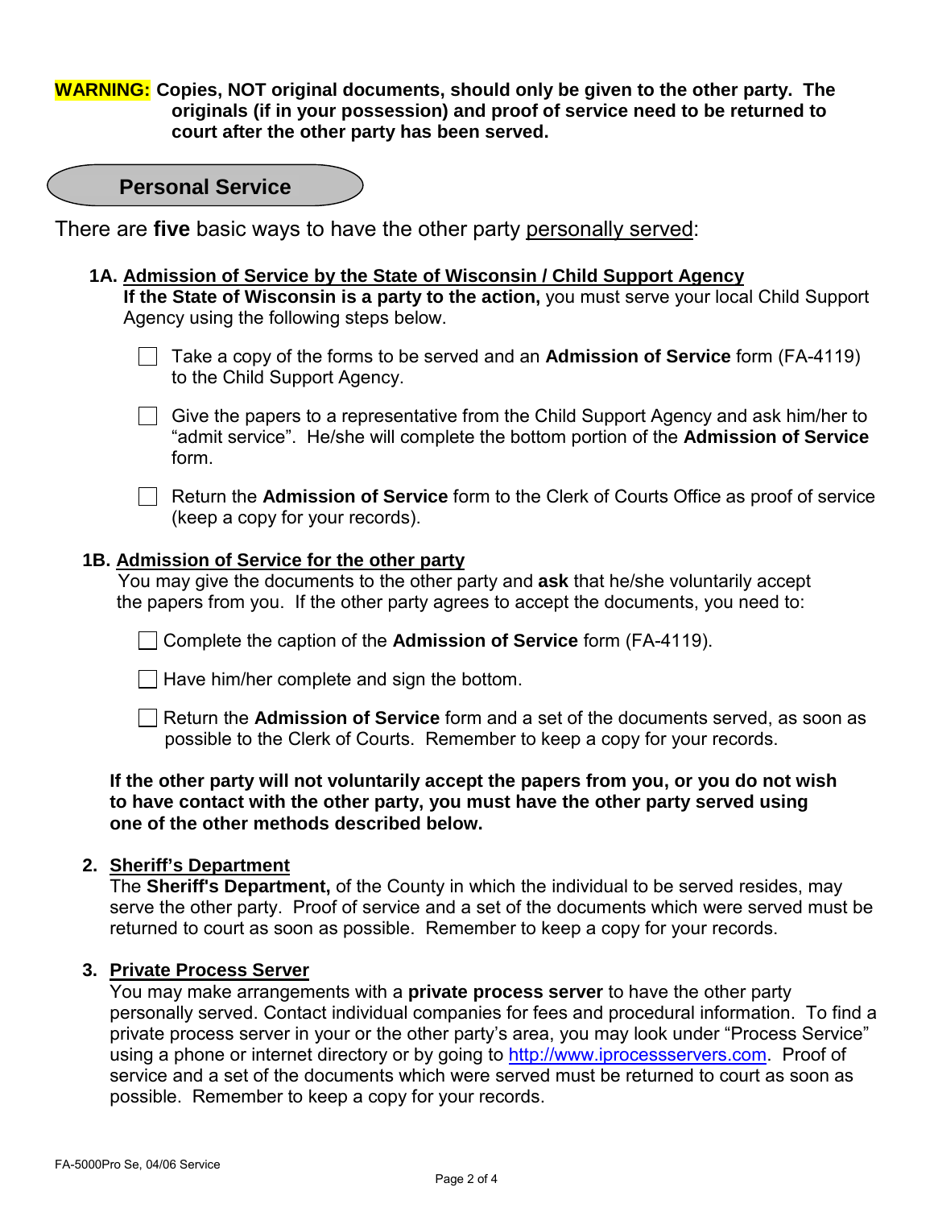**WARNING:** **Copies, NOT original documents, should only be given to the other party. The originals (if in your possession) and proof of service need to be returned to court after the other party has been served.**

## Personal Service

There are **five** basic ways to have the other party personally served:

### 1A. Admission of Service by the State of Wisconsin / Child Support Agency

**If the State of Wisconsin is a party to the action,** you must serve your local Child Support Agency using the following steps below.

- [ ] Take a copy of the forms to be served and an **Admission of Service** form (FA-4119) to the Child Support Agency.
- [ ] Give the papers to a representative from the Child Support Agency and ask him/her to "admit service". He/she will complete the bottom portion of the **Admission of Service** form.
- [ ] Return the **Admission of Service** form to the Clerk of Courts Office as proof of service (keep a copy for your records).

### 1B. Admission of Service for the other party

You may give the documents to the other party and **ask** that he/she voluntarily accept the papers from you. If the other party agrees to accept the documents, you need to:

- [ ] Complete the caption of the **Admission of Service** form (FA-4119).
- [ ] Have him/her complete and sign the bottom.
- [ ] Return the **Admission of Service** form and a set of the documents served, as soon as possible to the Clerk of Courts. Remember to keep a copy for your records.

**If the other party will not voluntarily accept the papers from you, or you do not wish to have contact with the other party, you must have the other party served using one of the other methods described below.**

### 2. Sheriff's Department

The **Sheriff's Department,** of the County in which the individual to be served resides, may serve the other party. Proof of service and a set of the documents which were served must be returned to court as soon as possible. Remember to keep a copy for your records.

### 3. Private Process Server

You may make arrangements with a **private process server** to have the other party personally served. Contact individual companies for fees and procedural information. To find a private process server in your or the other party's area, you may look under "Process Service" using a phone or internet directory or by going to http://www.iprocessservers.com. Proof of service and a set of the documents which were served must be returned to court as soon as possible. Remember to keep a copy for your records.

FA-5000Pro Se, 04/06 Service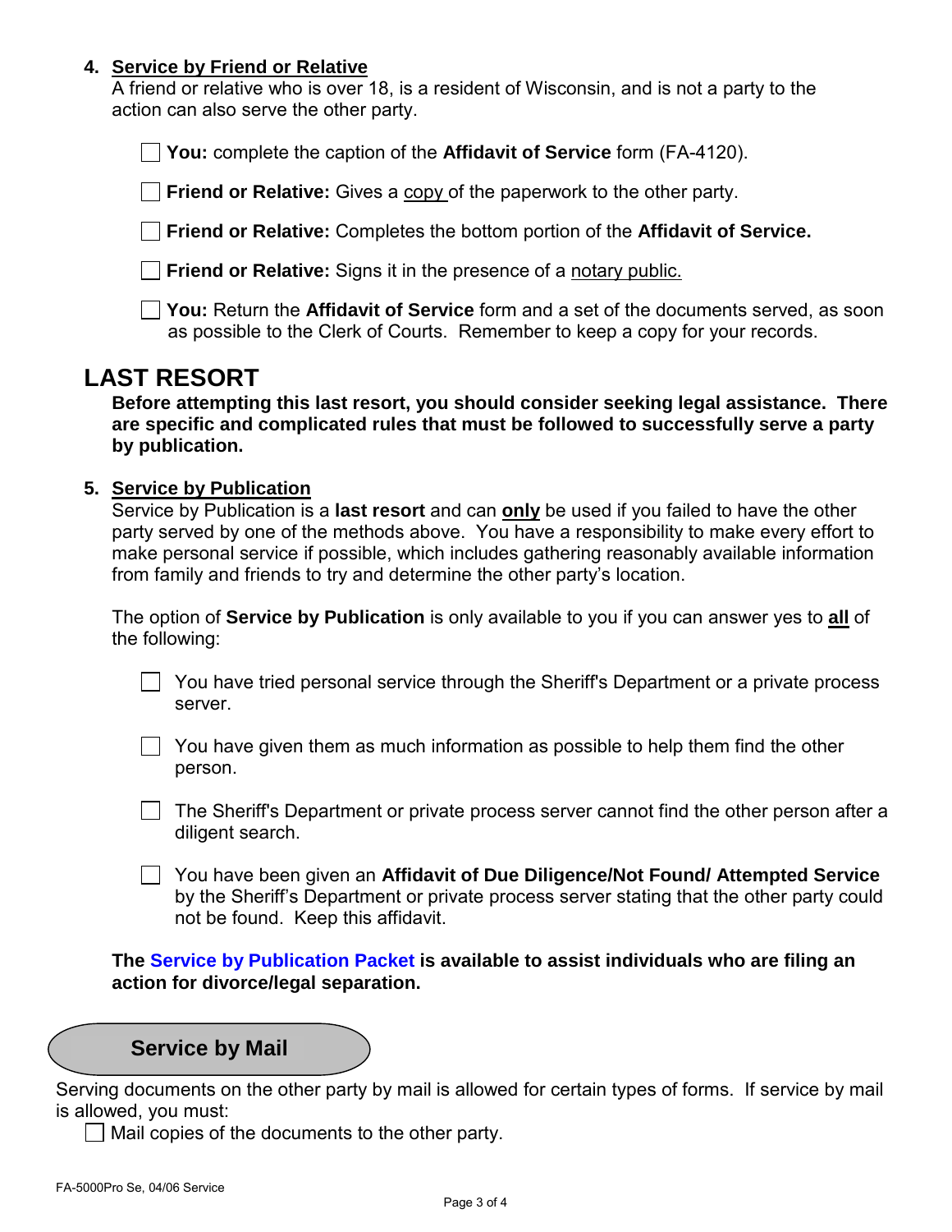4. **Service by Friend or Relative**

   A friend or relative who is over 18, is a resident of Wisconsin, and is not a party to the action can also serve the other party.

   - [ ] **You:** complete the caption of the **Affidavit of Service** form (FA-4120).
   - [ ] **Friend or Relative:** Gives a copy of the paperwork to the other party.
   - [ ] **Friend or Relative:** Completes the bottom portion of the **Affidavit of Service.**
   - [ ] **Friend or Relative:** Signs it in the presence of a notary public.
   - [ ] **You:** Return the **Affidavit of Service** form and a set of the documents served, as soon as possible to the Clerk of Courts. Remember to keep a copy for your records.

## LAST RESORT

**Before attempting this last resort, you should consider seeking legal assistance. There are specific and complicated rules that must be followed to successfully serve a party by publication.**

5. **Service by Publication**

   Service by Publication is a **last resort** and can **only** be used if you failed to have the other party served by one of the methods above. You have a responsibility to make every effort to make personal service if possible, which includes gathering reasonably available information from family and friends to try and determine the other party's location.

   The option of **Service by Publication** is only available to you if you can answer yes to **all** of the following:

   - [ ] You have tried personal service through the Sheriff's Department or a private process server.
   - [ ] You have given them as much information as possible to help them find the other person.
   - [ ] The Sheriff's Department or private process server cannot find the other person after a diligent search.
   - [ ] You have been given an **Affidavit of Due Diligence/Not Found/ Attempted Service** by the Sheriff's Department or private process server stating that the other party could not be found. Keep this affidavit.

   **The Service by Publication Packet is available to assist individuals who are filing an action for divorce/legal separation.**

## Service by Mail

Serving documents on the other party by mail is allowed for certain types of forms. If service by mail is allowed, you must:

- [ ] Mail copies of the documents to the other party.

FA-5000Pro Se, 04/06 Service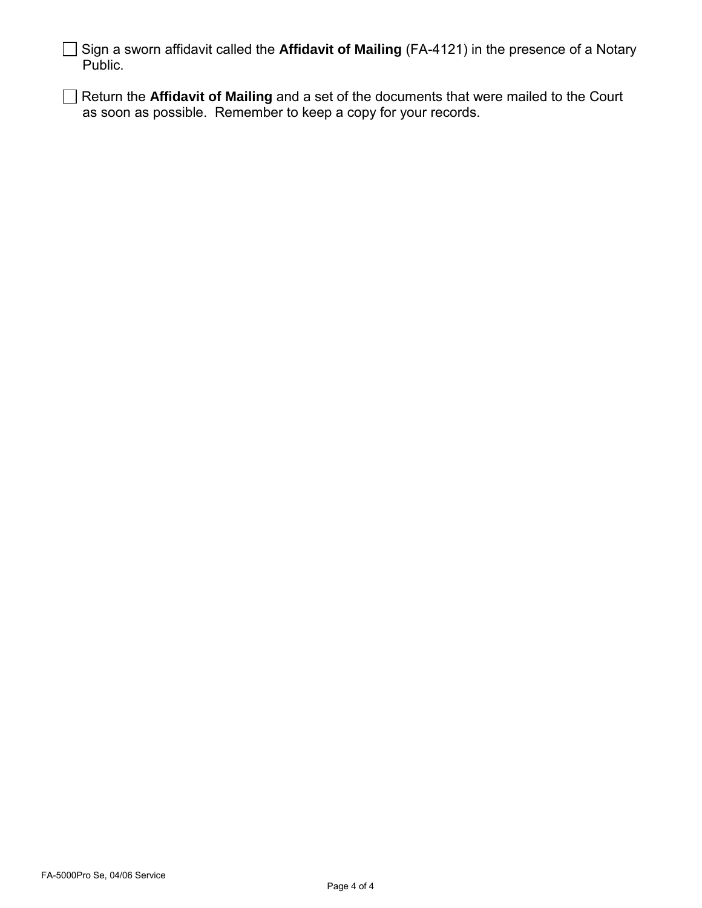- [ ] Sign a sworn affidavit called the **Affidavit of Mailing** (FA-4121) in the presence of a Notary Public.

- [ ] Return the **Affidavit of Mailing** and a set of the documents that were mailed to the Court as soon as possible. Remember to keep a copy for your records.